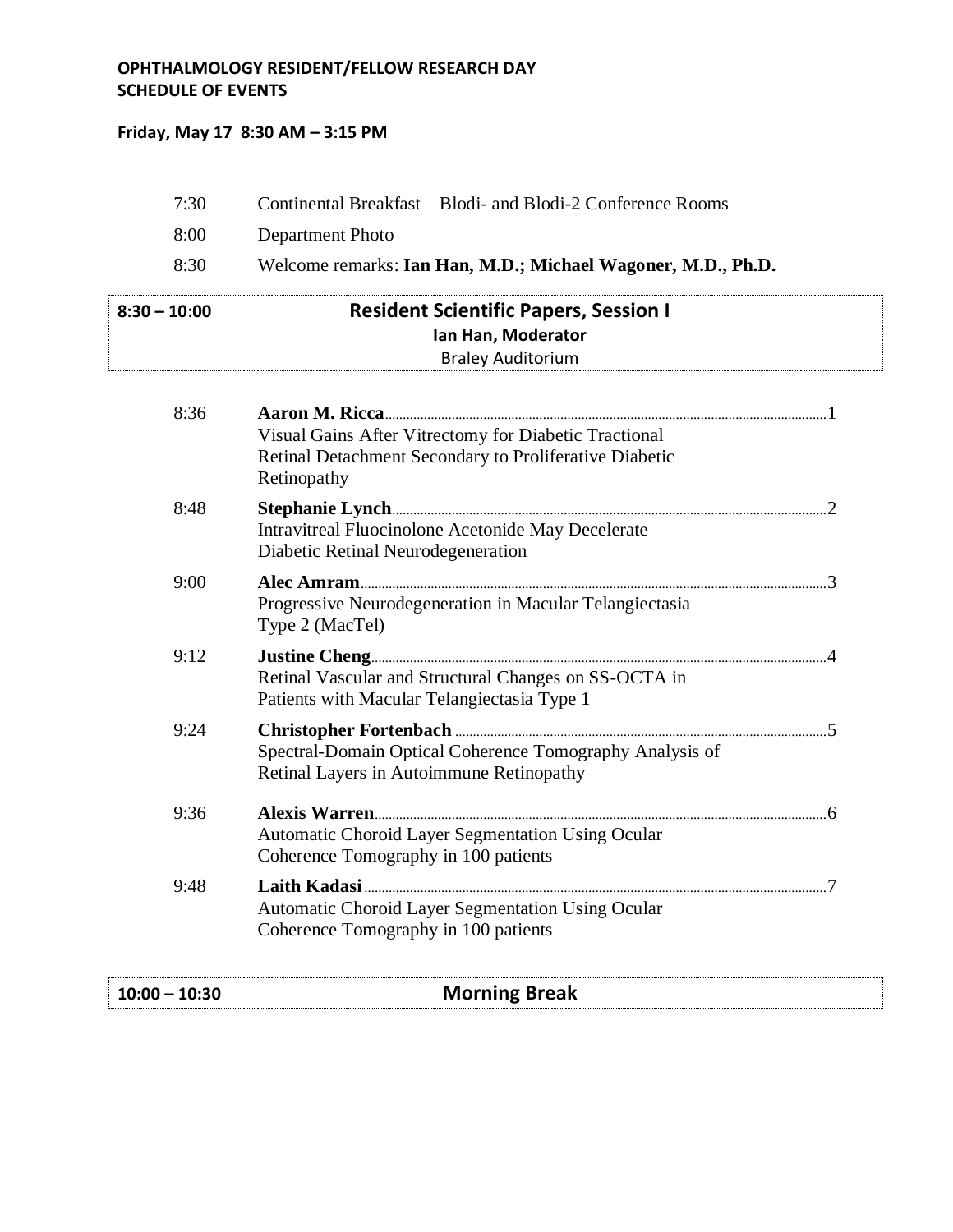## OPHTHALMOLOGY RESIDENT/FELLOW RESEARCH DAY
## SCHEDULE OF EVENTS

**Friday, May 17 8:30 AM – 3:15 PM**

| | |
|---|---|
| 7:30 | Continental Breakfast – Blodi- and Blodi-2 Conference Rooms |
| 8:00 | Department Photo |
| 8:30 | Welcome remarks: **Ian Han, M.D.; Michael Wagoner, M.D., Ph.D.** |

### 8:30 – 10:00 Resident Scientific Papers, Session I

**Ian Han, Moderator**

Braley Auditorium

| | | |
|---|---|---|
| 8:36 | **Aaron M. Ricca** Visual Gains After Vitrectomy for Diabetic Tractional Retinal Detachment Secondary to Proliferative Diabetic Retinopathy | 1 |
| 8:48 | **Stephanie Lynch** Intravitreal Fluocinolone Acetonide May Decelerate Diabetic Retinal Neurodegeneration | 2 |
| 9:00 | **Alec Amram** Progressive Neurodegeneration in Macular Telangiectasia Type 2 (MacTel) | 3 |
| 9:12 | **Justine Cheng** Retinal Vascular and Structural Changes on SS-OCTA in Patients with Macular Telangiectasia Type 1 | 4 |
| 9:24 | **Christopher Fortenbach** Spectral-Domain Optical Coherence Tomography Analysis of Retinal Layers in Autoimmune Retinopathy | 5 |
| 9:36 | **Alexis Warren** Automatic Choroid Layer Segmentation Using Ocular Coherence Tomography in 100 patients | 6 |
| 9:48 | **Laith Kadasi** Automatic Choroid Layer Segmentation Using Ocular Coherence Tomography in 100 patients | 7 |

### 10:00 – 10:30 Morning Break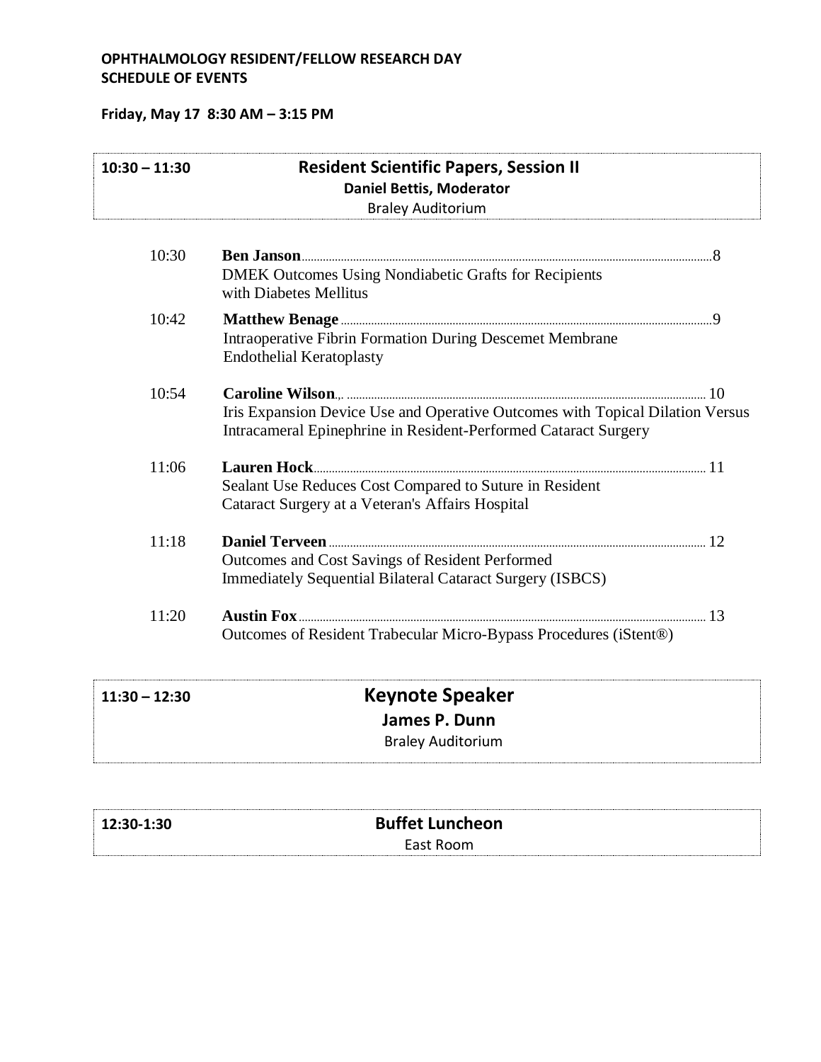**OPHTHALMOLOGY RESIDENT/FELLOW RESEARCH DAY**
**SCHEDULE OF EVENTS**

**Friday, May 17 8:30 AM – 3:15 PM**

| **10:30 – 11:30** | **Resident Scientific Papers, Session II**<br>**Daniel Bettis, Moderator**<br>Braley Auditorium |
|---|---|

| Time | Presentation | Page |
|---|---|---|
| 10:30 | **Ben Janson**<br>DMEK Outcomes Using Nondiabetic Grafts for Recipients with Diabetes Mellitus | 8 |
| 10:42 | **Matthew Benage**<br>Intraoperative Fibrin Formation During Descemet Membrane Endothelial Keratoplasty | 9 |
| 10:54 | **Caroline Wilson**<br>Iris Expansion Device Use and Operative Outcomes with Topical Dilation Versus Intracameral Epinephrine in Resident-Performed Cataract Surgery | 10 |
| 11:06 | **Lauren Hock**<br>Sealant Use Reduces Cost Compared to Suture in Resident Cataract Surgery at a Veteran's Affairs Hospital | 11 |
| 11:18 | **Daniel Terveen**<br>Outcomes and Cost Savings of Resident Performed Immediately Sequential Bilateral Cataract Surgery (ISBCS) | 12 |
| 11:20 | **Austin Fox**<br>Outcomes of Resident Trabecular Micro-Bypass Procedures (iStent®) | 13 |

| **11:30 – 12:30** | **Keynote Speaker**<br>**James P. Dunn**<br>Braley Auditorium |
|---|---|

| **12:30-1:30** | **Buffet Luncheon**<br>East Room |
|---|---|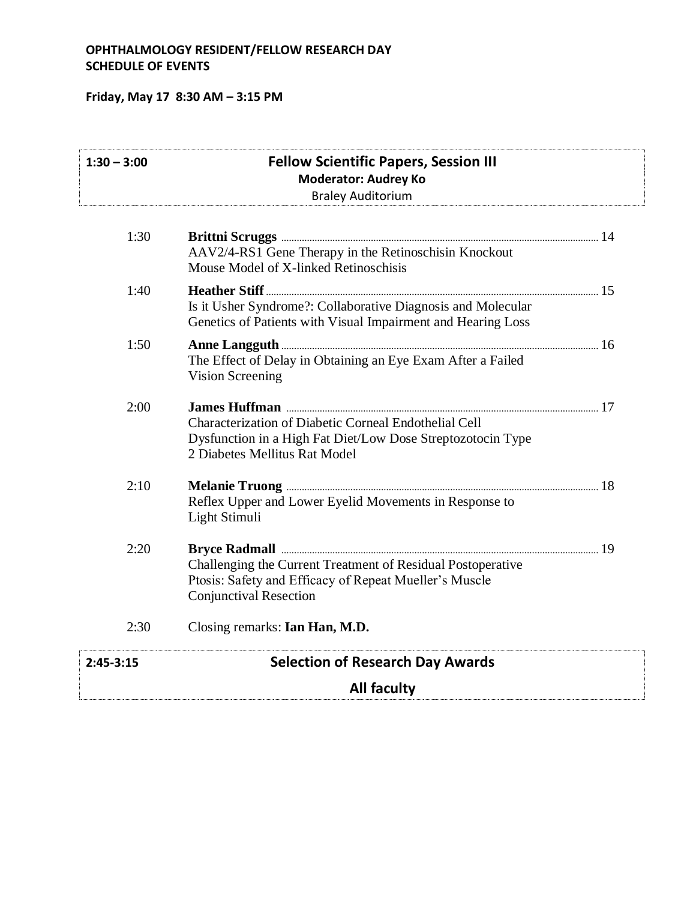**OPHTHALMOLOGY RESIDENT/FELLOW RESEARCH DAY**
**SCHEDULE OF EVENTS**

**Friday, May 17 8:30 AM – 3:15 PM**

**1:30 – 3:00** **Fellow Scientific Papers, Session III**
**Moderator: Audrey Ko**
Braley Auditorium

| | | |
|---|---|---|
| 1:30 | **Brittni Scruggs**<br>AAV2/4-RS1 Gene Therapy in the Retinoschisin Knockout Mouse Model of X-linked Retinoschisis | 14 |
| 1:40 | **Heather Stiff**<br>Is it Usher Syndrome?: Collaborative Diagnosis and Molecular Genetics of Patients with Visual Impairment and Hearing Loss | 15 |
| 1:50 | **Anne Langguth**<br>The Effect of Delay in Obtaining an Eye Exam After a Failed Vision Screening | 16 |
| 2:00 | **James Huffman**<br>Characterization of Diabetic Corneal Endothelial Cell Dysfunction in a High Fat Diet/Low Dose Streptozotocin Type 2 Diabetes Mellitus Rat Model | 17 |
| 2:10 | **Melanie Truong**<br>Reflex Upper and Lower Eyelid Movements in Response to Light Stimuli | 18 |
| 2:20 | **Bryce Radmall**<br>Challenging the Current Treatment of Residual Postoperative Ptosis: Safety and Efficacy of Repeat Mueller's Muscle Conjunctival Resection | 19 |
| 2:30 | Closing remarks: **Ian Han, M.D.** | |

**2:45-3:15** **Selection of Research Day Awards**
**All faculty**